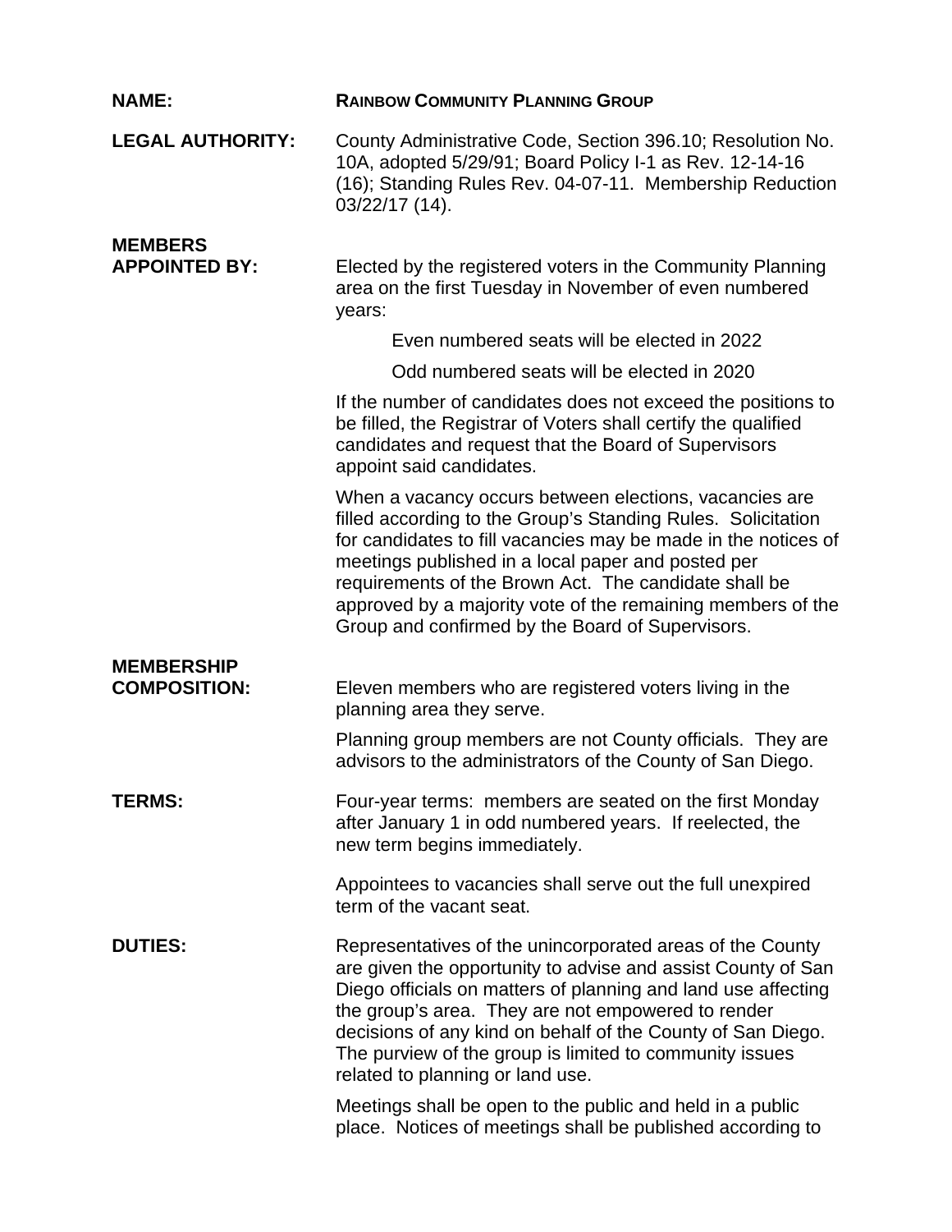**NAME:** **RAINBOW COMMUNITY PLANNING GROUP**

**LEGAL AUTHORITY:** County Administrative Code, Section 396.10; Resolution No. 10A, adopted 5/29/91; Board Policy I-1 as Rev. 12-14-16 (16); Standing Rules Rev. 04-07-11. Membership Reduction 03/22/17 (14).

**MEMBERS APPOINTED BY:** Elected by the registered voters in the Community Planning area on the first Tuesday in November of even numbered years:

Even numbered seats will be elected in 2022

Odd numbered seats will be elected in 2020

If the number of candidates does not exceed the positions to be filled, the Registrar of Voters shall certify the qualified candidates and request that the Board of Supervisors appoint said candidates.

When a vacancy occurs between elections, vacancies are filled according to the Group's Standing Rules. Solicitation for candidates to fill vacancies may be made in the notices of meetings published in a local paper and posted per requirements of the Brown Act. The candidate shall be approved by a majority vote of the remaining members of the Group and confirmed by the Board of Supervisors.

**MEMBERSHIP COMPOSITION:** Eleven members who are registered voters living in the planning area they serve.

Planning group members are not County officials. They are advisors to the administrators of the County of San Diego.

**TERMS:** Four-year terms: members are seated on the first Monday after January 1 in odd numbered years. If reelected, the new term begins immediately.

Appointees to vacancies shall serve out the full unexpired term of the vacant seat.

**DUTIES:** Representatives of the unincorporated areas of the County are given the opportunity to advise and assist County of San Diego officials on matters of planning and land use affecting the group's area. They are not empowered to render decisions of any kind on behalf of the County of San Diego. The purview of the group is limited to community issues related to planning or land use.

Meetings shall be open to the public and held in a public place. Notices of meetings shall be published according to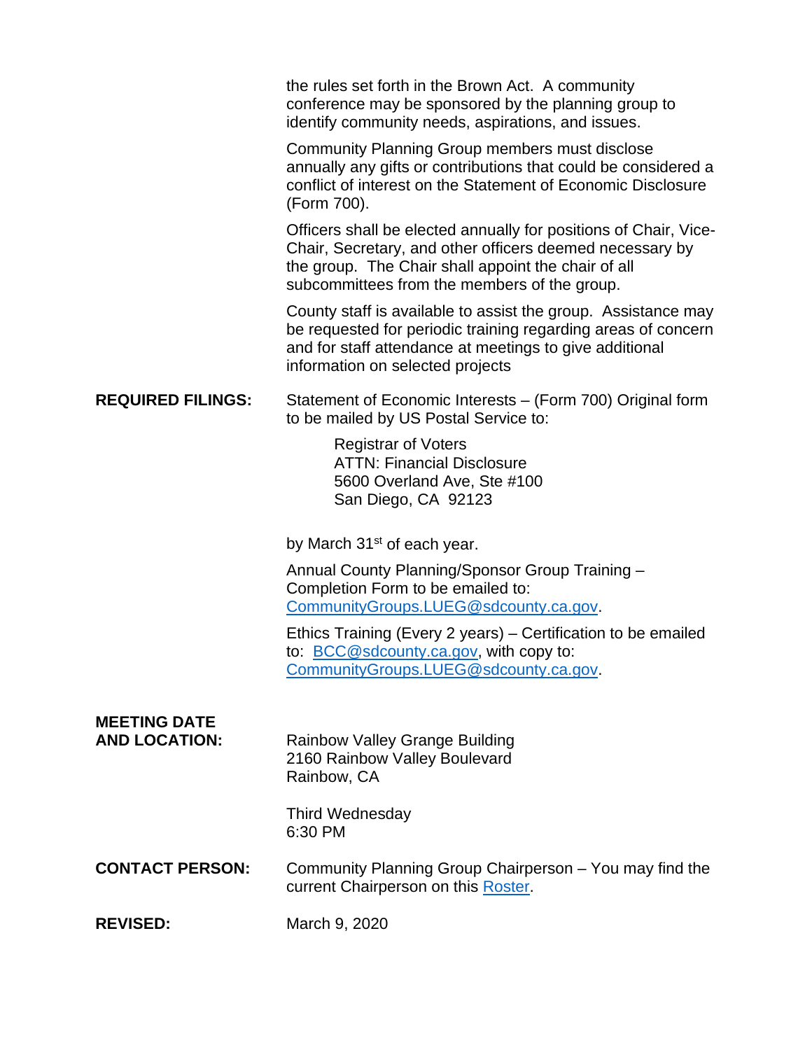the rules set forth in the Brown Act. A community conference may be sponsored by the planning group to identify community needs, aspirations, and issues.

Community Planning Group members must disclose annually any gifts or contributions that could be considered a conflict of interest on the Statement of Economic Disclosure (Form 700).

Officers shall be elected annually for positions of Chair, Vice-Chair, Secretary, and other officers deemed necessary by the group. The Chair shall appoint the chair of all subcommittees from the members of the group.

County staff is available to assist the group. Assistance may be requested for periodic training regarding areas of concern and for staff attendance at meetings to give additional information on selected projects

**REQUIRED FILINGS:** Statement of Economic Interests – (Form 700) Original form to be mailed by US Postal Service to:

> Registrar of Voters
> ATTN: Financial Disclosure
> 5600 Overland Ave, Ste #100
> San Diego, CA 92123

by March 31st of each year.

Annual County Planning/Sponsor Group Training – Completion Form to be emailed to: CommunityGroups.LUEG@sdcounty.ca.gov.

Ethics Training (Every 2 years) – Certification to be emailed to: BCC@sdcounty.ca.gov, with copy to: CommunityGroups.LUEG@sdcounty.ca.gov.

**MEETING DATE AND LOCATION:** Rainbow Valley Grange Building
2160 Rainbow Valley Boulevard
Rainbow, CA

Third Wednesday
6:30 PM

**CONTACT PERSON:** Community Planning Group Chairperson – You may find the current Chairperson on this Roster.

**REVISED:** March 9, 2020